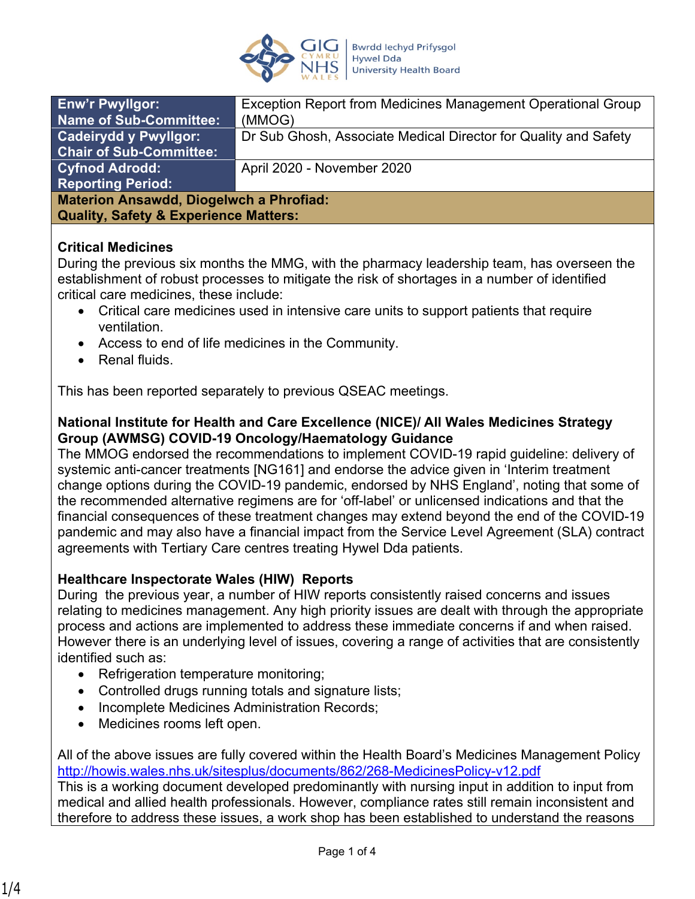| Enw'r Pwyllgor: Name of Sub-Committee: | Exception Report from Medicines Management Operational Group (MMOG) |
|---|---|
| Cadeirydd y Pwyllgor: Chair of Sub-Committee: | Dr Sub Ghosh, Associate Medical Director for Quality and Safety |
| Cyfnod Adrodd: Reporting Period: | April 2020 - November 2020 |

**Materion Ansawdd, Diogelwch a Phrofiad:**
**Quality, Safety & Experience Matters:**

**Critical Medicines**

During the previous six months the MMG, with the pharmacy leadership team, has overseen the establishment of robust processes to mitigate the risk of shortages in a number of identified critical care medicines, these include:

- Critical care medicines used in intensive care units to support patients that require ventilation.
- Access to end of life medicines in the Community.
- Renal fluids.

This has been reported separately to previous QSEAC meetings.

**National Institute for Health and Care Excellence (NICE)/ All Wales Medicines Strategy Group (AWMSG) COVID-19 Oncology/Haematology Guidance**

The MMOG endorsed the recommendations to implement COVID-19 rapid guideline: delivery of systemic anti-cancer treatments [NG161] and endorse the advice given in 'Interim treatment change options during the COVID-19 pandemic, endorsed by NHS England', noting that some of the recommended alternative regimens are for 'off-label' or unlicensed indications and that the financial consequences of these treatment changes may extend beyond the end of the COVID-19 pandemic and may also have a financial impact from the Service Level Agreement (SLA) contract agreements with Tertiary Care centres treating Hywel Dda patients.

**Healthcare Inspectorate Wales (HIW) Reports**

During the previous year, a number of HIW reports consistently raised concerns and issues relating to medicines management. Any high priority issues are dealt with through the appropriate process and actions are implemented to address these immediate concerns if and when raised. However there is an underlying level of issues, covering a range of activities that are consistently identified such as:

- Refrigeration temperature monitoring;
- Controlled drugs running totals and signature lists;
- Incomplete Medicines Administration Records;
- Medicines rooms left open.

All of the above issues are fully covered within the Health Board's Medicines Management Policy http://howis.wales.nhs.uk/sitesplus/documents/862/268-MedicinesPolicy-v12.pdf
This is a working document developed predominantly with nursing input in addition to input from medical and allied health professionals. However, compliance rates still remain inconsistent and therefore to address these issues, a work shop has been established to understand the reasons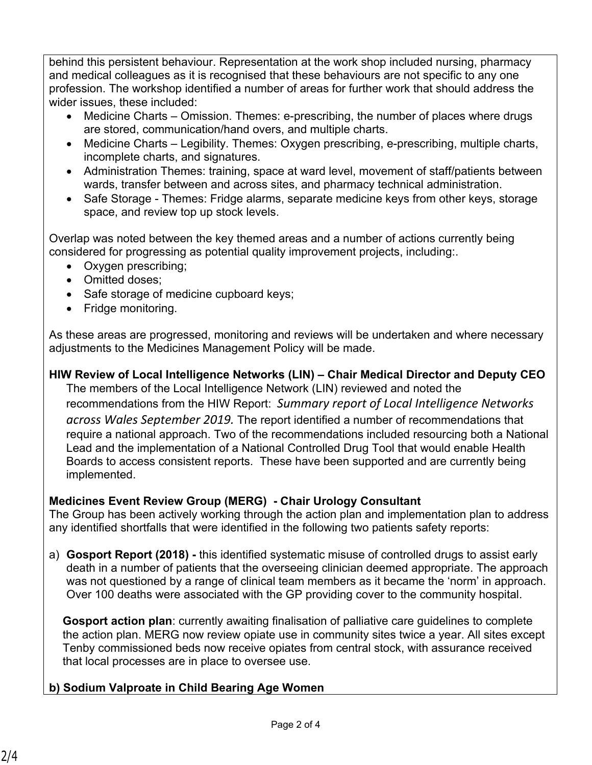behind this persistent behaviour. Representation at the work shop included nursing, pharmacy and medical colleagues as it is recognised that these behaviours are not specific to any one profession. The workshop identified a number of areas for further work that should address the wider issues, these included:

- Medicine Charts – Omission. Themes: e-prescribing, the number of places where drugs are stored, communication/hand overs, and multiple charts.
- Medicine Charts – Legibility. Themes: Oxygen prescribing, e-prescribing, multiple charts, incomplete charts, and signatures.
- Administration Themes: training, space at ward level, movement of staff/patients between wards, transfer between and across sites, and pharmacy technical administration.
- Safe Storage - Themes: Fridge alarms, separate medicine keys from other keys, storage space, and review top up stock levels.

Overlap was noted between the key themed areas and a number of actions currently being considered for progressing as potential quality improvement projects, including:.

- Oxygen prescribing;
- Omitted doses;
- Safe storage of medicine cupboard keys;
- Fridge monitoring.

As these areas are progressed, monitoring and reviews will be undertaken and where necessary adjustments to the Medicines Management Policy will be made.

**HIW Review of Local Intelligence Networks (LIN) – Chair Medical Director and Deputy CEO**

The members of the Local Intelligence Network (LIN) reviewed and noted the recommendations from the HIW Report: *Summary report of Local Intelligence Networks across Wales September 2019.* The report identified a number of recommendations that require a national approach. Two of the recommendations included resourcing both a National Lead and the implementation of a National Controlled Drug Tool that would enable Health Boards to access consistent reports. These have been supported and are currently being implemented.

**Medicines Event Review Group (MERG) - Chair Urology Consultant**

The Group has been actively working through the action plan and implementation plan to address any identified shortfalls that were identified in the following two patients safety reports:

a) **Gosport Report (2018) -** this identified systematic misuse of controlled drugs to assist early death in a number of patients that the overseeing clinician deemed appropriate. The approach was not questioned by a range of clinical team members as it became the 'norm' in approach. Over 100 deaths were associated with the GP providing cover to the community hospital.

**Gosport action plan**: currently awaiting finalisation of palliative care guidelines to complete the action plan. MERG now review opiate use in community sites twice a year. All sites except Tenby commissioned beds now receive opiates from central stock, with assurance received that local processes are in place to oversee use.

**b) Sodium Valproate in Child Bearing Age Women**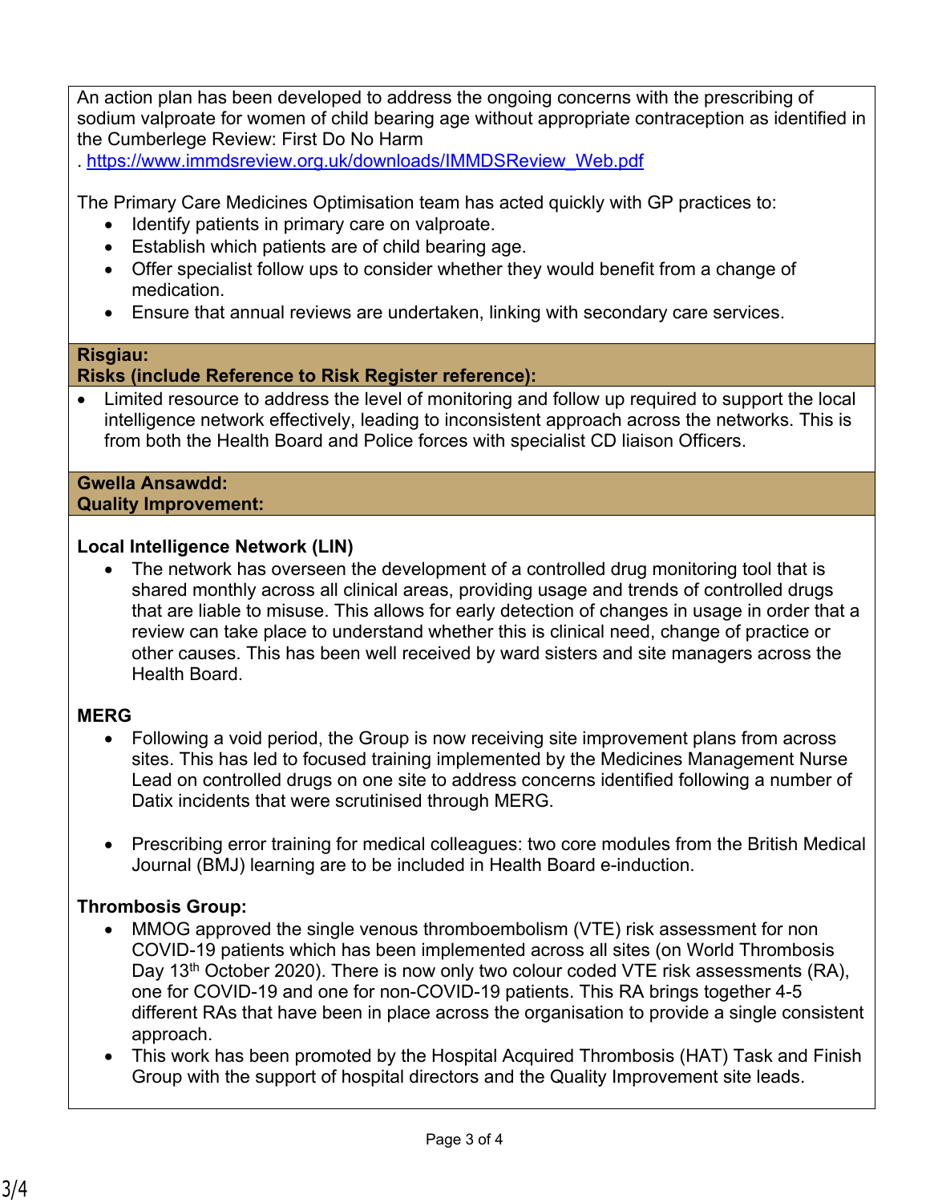An action plan has been developed to address the ongoing concerns with the prescribing of sodium valproate for women of child bearing age without appropriate contraception as identified in the Cumberlege Review: First Do No Harm
. https://www.immdsreview.org.uk/downloads/IMMDSReview_Web.pdf

The Primary Care Medicines Optimisation team has acted quickly with GP practices to:

- Identify patients in primary care on valproate.
- Establish which patients are of child bearing age.
- Offer specialist follow ups to consider whether they would benefit from a change of medication.
- Ensure that annual reviews are undertaken, linking with secondary care services.

**Risgiau:**
**Risks (include Reference to Risk Register reference):**

- Limited resource to address the level of monitoring and follow up required to support the local intelligence network effectively, leading to inconsistent approach across the networks. This is from both the Health Board and Police forces with specialist CD liaison Officers.

**Gwella Ansawdd:**
**Quality Improvement:**

**Local Intelligence Network (LIN)**

- The network has overseen the development of a controlled drug monitoring tool that is shared monthly across all clinical areas, providing usage and trends of controlled drugs that are liable to misuse. This allows for early detection of changes in usage in order that a review can take place to understand whether this is clinical need, change of practice or other causes. This has been well received by ward sisters and site managers across the Health Board.

**MERG**

- Following a void period, the Group is now receiving site improvement plans from across sites. This has led to focused training implemented by the Medicines Management Nurse Lead on controlled drugs on one site to address concerns identified following a number of Datix incidents that were scrutinised through MERG.

- Prescribing error training for medical colleagues: two core modules from the British Medical Journal (BMJ) learning are to be included in Health Board e-induction.

**Thrombosis Group:**

- MMOG approved the single venous thromboembolism (VTE) risk assessment for non COVID-19 patients which has been implemented across all sites (on World Thrombosis Day 13th October 2020). There is now only two colour coded VTE risk assessments (RA), one for COVID-19 and one for non-COVID-19 patients. This RA brings together 4-5 different RAs that have been in place across the organisation to provide a single consistent approach.
- This work has been promoted by the Hospital Acquired Thrombosis (HAT) Task and Finish Group with the support of hospital directors and the Quality Improvement site leads.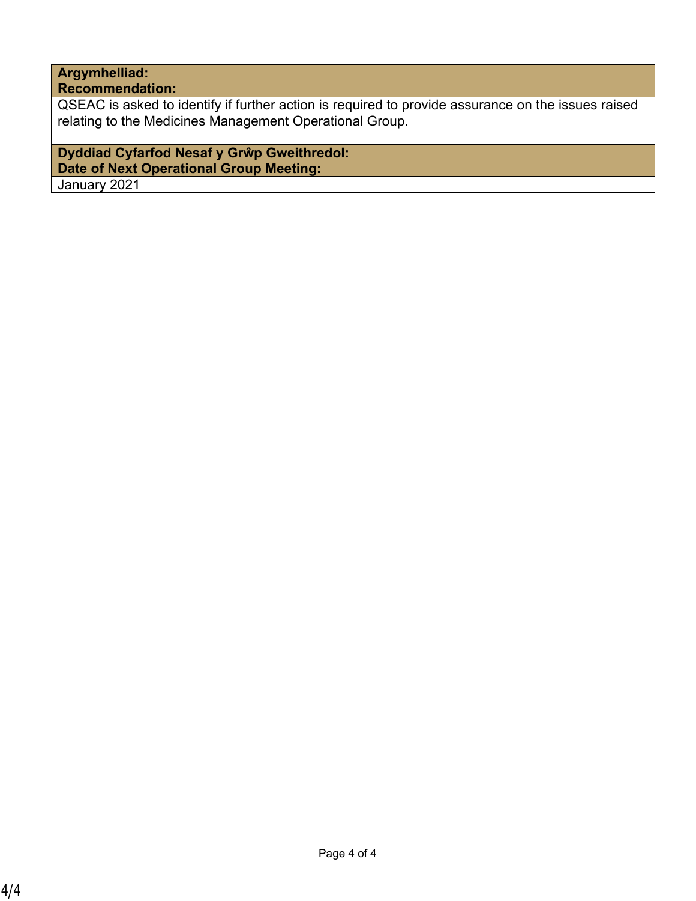| **Argymhelliad:**<br>**Recommendation:** |
|---|
| QSEAC is asked to identify if further action is required to provide assurance on the issues raised relating to the Medicines Management Operational Group. |
| **Dyddiad Cyfarfod Nesaf y Grŵp Gweithredol:**<br>**Date of Next Operational Group Meeting:** |
| January 2021 |